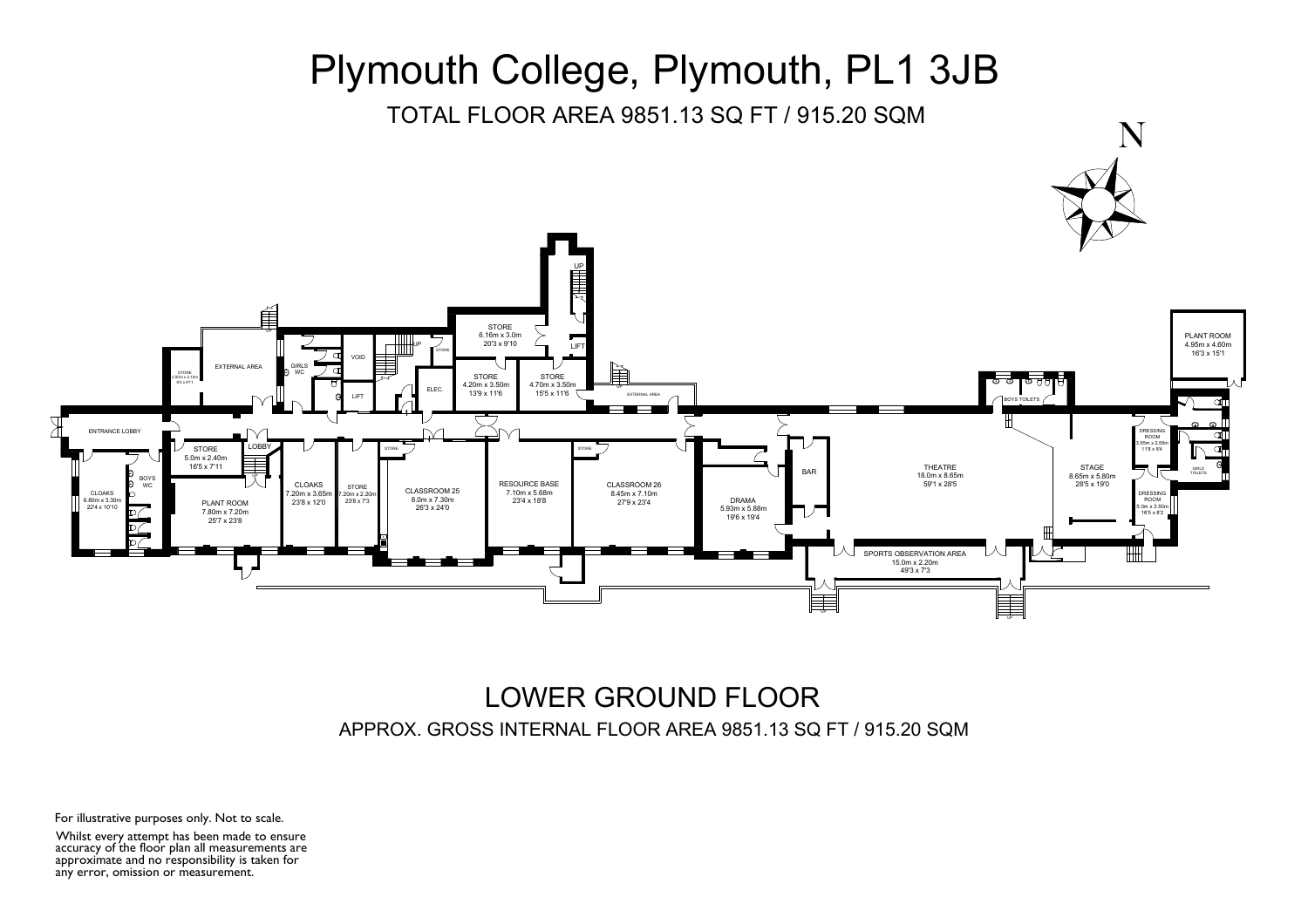# Plymouth College, Plymouth, PL1 3JB

TOTAL FLOOR AREA 9851.13 SQ FT / 915.20 SQM

N

ENTRANCE LOBBY

CLOAKS
6.80m x 3.30m
22'4 x 10'10

BOYS WC

STORE
2.50m x 2.15m
8'2 x 7'1

EXTERNAL AREA

STORE
5.0m x 2.40m
16'5 x 7'11

LOBBY

PLANT ROOM
7.80m x 7.20m
25'7 x 23'8

GIRLS WC

VOID

LIFT

CLOAKS
7.20m x 3.65m
23'8 x 12'0

STORE
7.20m x 2.20m
23'8 x 7'3

UP

STORE

ELEC.

STORE
6.16m x 3.0m
20'3 x 9'10

STORE
4.20m x 3.50m
13'9 x 11'6

STORE
4.70m x 3.50m
15'5 x 11'6

LIFT

UP

EXTERNAL AREA

STORE

CLASSROOM 25
8.0m x 7.30m
26'3 x 24'0

RESOURCE BASE
7.10m x 5.68m
23'4 x 18'8

STORE

CLASSROOM 26
8.45m x 7.10m
27'9 x 23'4

DRAMA
5.93m x 5.88m
19'6 x 19'4

BAR

THEATRE
18.0m x 8.65m
59'1 x 28'5

SPORTS OBSERVATION AREA
15.0m x 2.20m
49'3 x 7'3

BOYS TOILETS

STAGE
8.65m x 5.80m
28'5 x 19'0

DRESSING ROOM
3.55m x 2.55m
11'8 x 8'4

DRESSING ROOM
5.0m x 2.50m
16'5 x 8'2

GIRLS TOILETS

PLANT ROOM
4.95m x 4.60m
16'3 x 15'1

## LOWER GROUND FLOOR

APPROX. GROSS INTERNAL FLOOR AREA 9851.13 SQ FT / 915.20 SQM

For illustrative purposes only. Not to scale.

Whilst every attempt has been made to ensure accuracy of the floor plan all measurements are approximate and no responsibility is taken for any error, omission or measurement.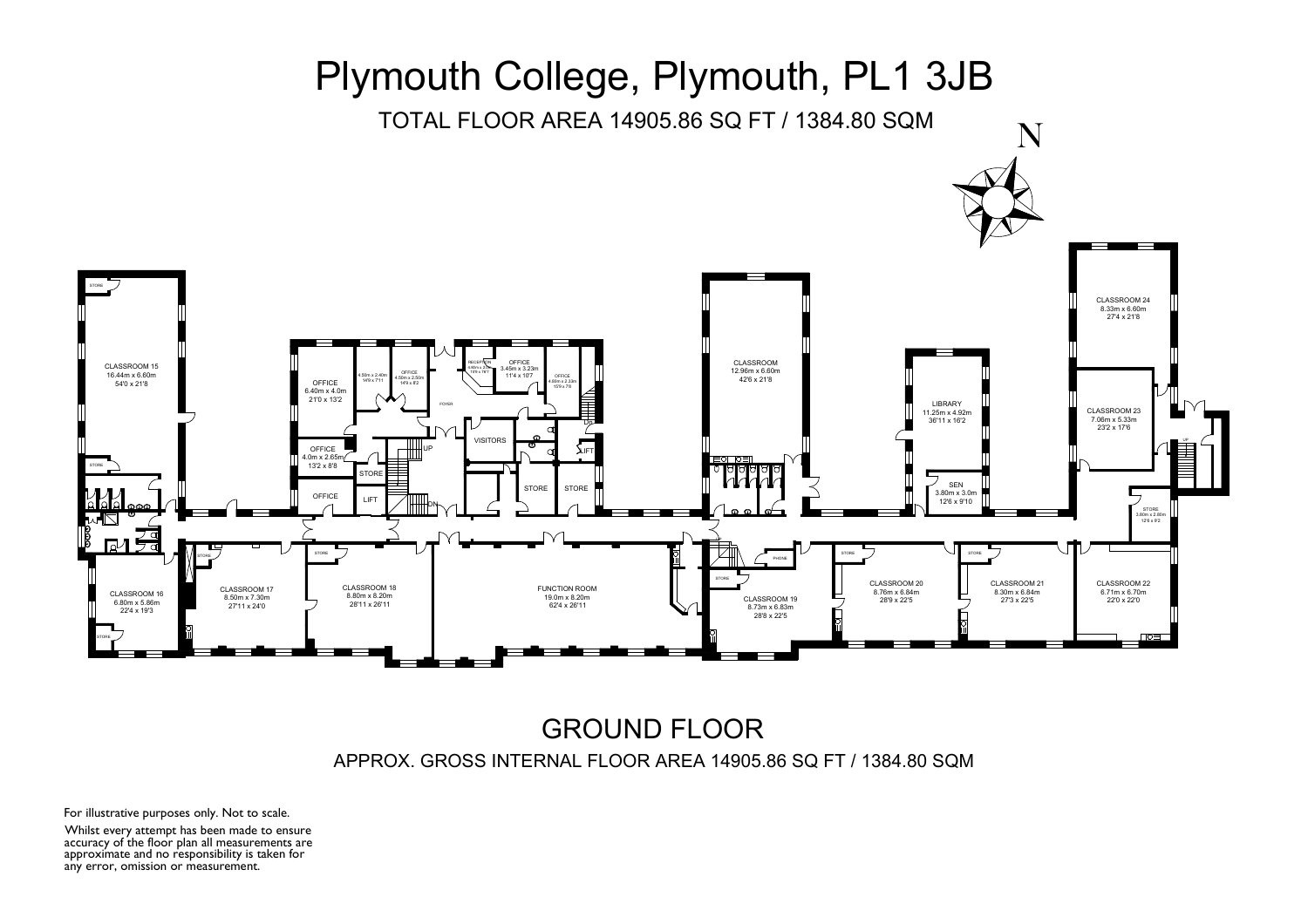# Plymouth College, Plymouth, PL1 3JB

TOTAL FLOOR AREA 14905.86 SQ FT / 1384.80 SQM

N

STORE

CLASSROOM 15
16.44m x 6.60m
54'0 x 21'8

STORE

CLASSROOM 16
6.80m x 5.86m
22'4 x 19'3

STORE

OFFICE
6.40m x 4.0m
21'0 x 13'2

4.50m x 2.40m
14'9 x 7'11

OFFICE
4.50m x 2.50m
14'9 x 8'2

RECEPTION

OFFICE
3.45m x 3.23m
11'4 x 10'7

OFFICE
4.80m x 2.33m
15'9 x 7'8

FOYER

VISITORS

OFFICE
4.0m x 2.65m
13'2 x 8'8

STORE

UP

LIFT

OFFICE

LIFT

DN

STORE

STORE

STORE

CLASSROOM 17
8.50m x 7.30m
27'11 x 24'0

STORE

CLASSROOM 18
8.80m x 8.20m
28'11 x 26'11

FUNCTION ROOM
19.0m x 8.20m
62'4 x 26'11

CLASSROOM
12.96m x 6.60m
42'6 x 21'8

STORE

PHONE

CLASSROOM 19
8.73m x 6.83m
28'8 x 22'5

LIBRARY
11.25m x 4.92m
36'11 x 16'2

SEN
3.80m x 3.0m
12'6 x 9'10

STORE

CLASSROOM 20
8.76m x 6.84m
28'9 x 22'5

STORE

CLASSROOM 21
8.30m x 6.84m
27'3 x 22'5

CLASSROOM 24
8.33m x 6.60m
27'4 x 21'8

CLASSROOM 23
7.06m x 5.33m
23'2 x 17'6

UP

STORE
3.80m x 2.80m
12'6 x 9'2

CLASSROOM 22
6.71m x 6.70m
22'0 x 22'0

## GROUND FLOOR

APPROX. GROSS INTERNAL FLOOR AREA 14905.86 SQ FT / 1384.80 SQM

For illustrative purposes only. Not to scale.

Whilst every attempt has been made to ensure accuracy of the floor plan all measurements are approximate and no responsibility is taken for any error, omission or measurement.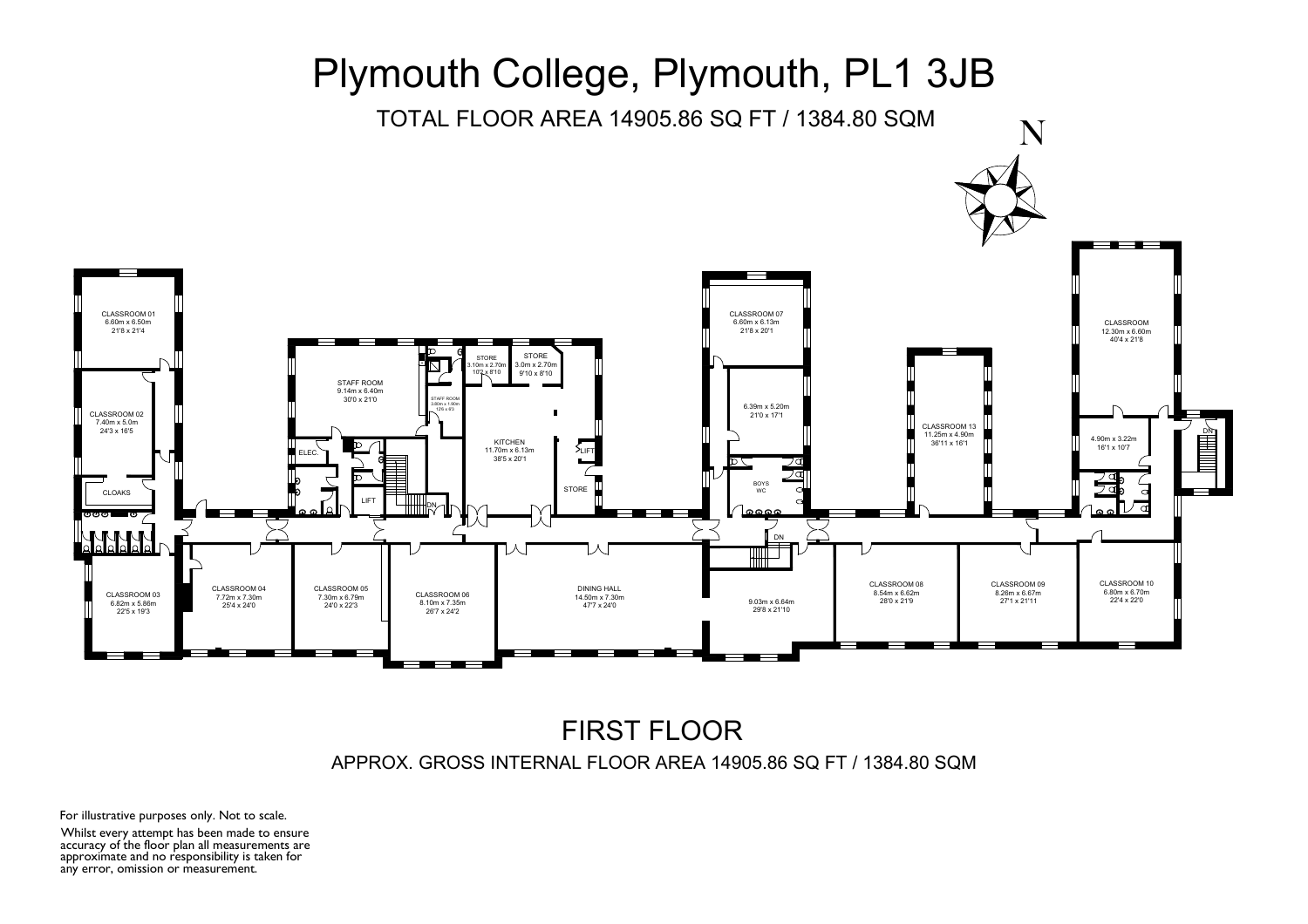# Plymouth College, Plymouth, PL1 3JB

TOTAL FLOOR AREA 14905.86 SQ FT / 1384.80 SQM

N

CLASSROOM 01
6.60m x 6.50m
21'8 x 21'4

CLASSROOM 02
7.40m x 5.0m
24'3 x 16'5

CLOAKS

CLASSROOM 03
6.82m x 5.86m
22'5 x 19'3

CLASSROOM 04
7.72m x 7.30m
25'4 x 24'0

CLASSROOM 05
7.30m x 6.79m
24'0 x 22'3

CLASSROOM 06
8.10m x 7.35m
26'7 x 24'2

STAFF ROOM
9.14m x 6.40m
30'0 x 21'0

ELEC.

LIFT

DN

STAFF ROOM
3.80m x 1.90m
12'6 x 6'3

STORE
3.10m x 2.70m
10'2 x 8'10

STORE
3.0m x 2.70m
9'10 x 8'10

KITCHEN
11.70m x 6.13m
38'5 x 20'1

LIFT

STORE

DINING HALL
14.50m x 7.30m
47'7 x 24'0

CLASSROOM 07
6.60m x 6.13m
21'8 x 20'1

6.39m x 5.20m
21'0 x 17'1

BOYS
WC

DN

9.03m x 6.64m
29'8 x 21'10

CLASSROOM 13
11.25m x 4.90m
36'11 x 16'1

CLASSROOM 08
8.54m x 6.62m
28'0 x 21'9

CLASSROOM 09
8.26m x 6.67m
27'1 x 21'11

CLASSROOM
12.30m x 6.60m
40'4 x 21'8

4.90m x 3.22m
16'1 x 10'7

DN

CLASSROOM 10
6.80m x 6.70m
22'4 x 22'0

## FIRST FLOOR

APPROX. GROSS INTERNAL FLOOR AREA 14905.86 SQ FT / 1384.80 SQM

For illustrative purposes only. Not to scale.

Whilst every attempt has been made to ensure accuracy of the floor plan all measurements are approximate and no responsibility is taken for any error, omission or measurement.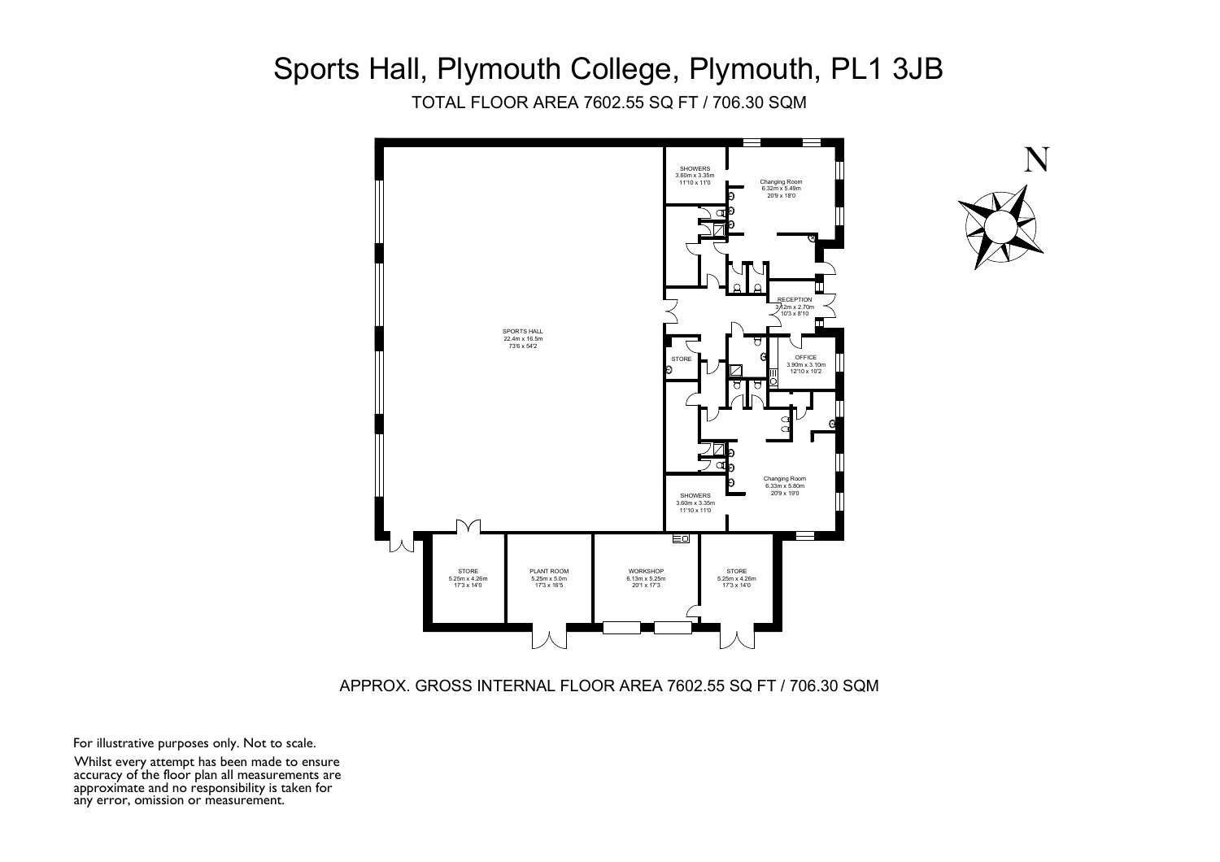# Sports Hall, Plymouth College, Plymouth, PL1 3JB

TOTAL FLOOR AREA 7602.55 SQ FT / 706.30 SQM

SHOWERS
3.60m x 3.35m
11'10 x 11'0

Changing Room
6.32m x 5.49m
20'9 x 18'0

RECEPTION
3.12m x 2.70m
10'3 x 8'10

SPORTS HALL
22.4m x 16.5m
73'6 x 54'2

STORE

OFFICE
3.90m x 3.10m
12'10 x 10'2

Changing Room
6.33m x 5.80m
20'9 x 19'0

SHOWERS
3.60m x 3.35m
11'10 x 11'0

STORE
5.25m x 4.26m
17'3 x 14'0

PLANT ROOM
5.25m x 5.0m
17'3 x 16'5

WORKSHOP
6.13m x 5.25m
20'1 x 17'3

STORE
5.25m x 4.26m
17'3 x 14'0

N

APPROX. GROSS INTERNAL FLOOR AREA 7602.55 SQ FT / 706.30 SQM

For illustrative purposes only. Not to scale.

Whilst every attempt has been made to ensure accuracy of the floor plan all measurements are approximate and no responsibility is taken for any error, omission or measurement.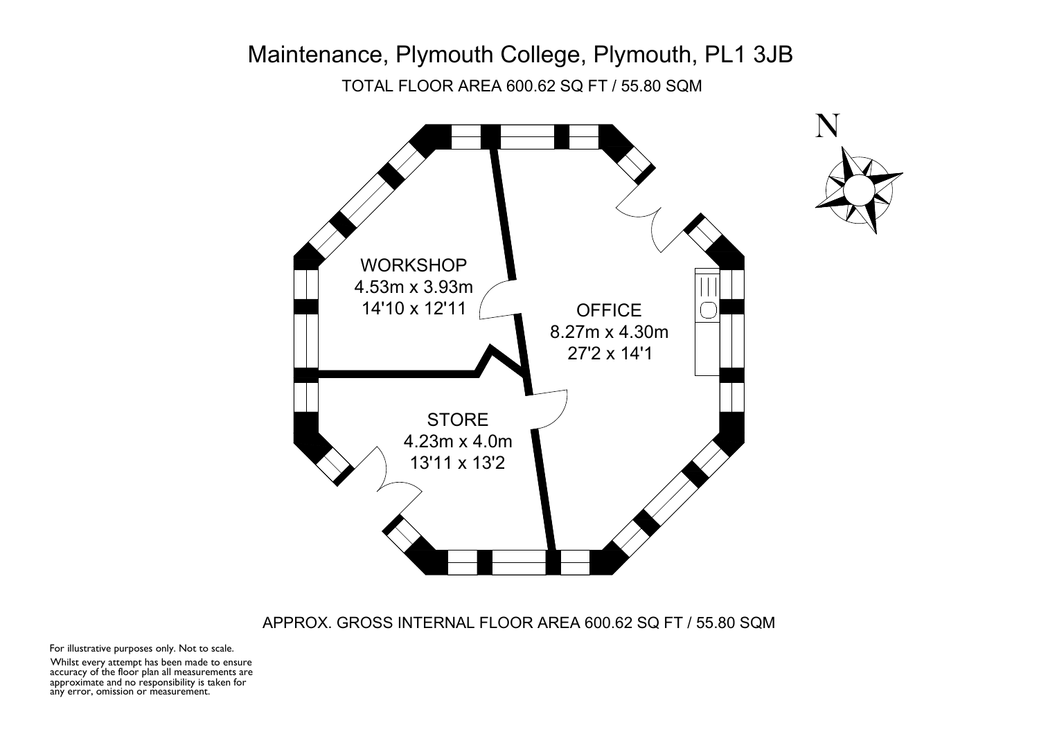# Maintenance, Plymouth College, Plymouth, PL1 3JB

TOTAL FLOOR AREA 600.62 SQ FT / 55.80 SQM

N

WORKSHOP
4.53m x 3.93m
14'10 x 12'11

OFFICE
8.27m x 4.30m
27'2 x 14'1

STORE
4.23m x 4.0m
13'11 x 13'2

APPROX. GROSS INTERNAL FLOOR AREA 600.62 SQ FT / 55.80 SQM

For illustrative purposes only. Not to scale.

Whilst every attempt has been made to ensure accuracy of the floor plan all measurements are approximate and no responsibility is taken for any error, omission or measurement.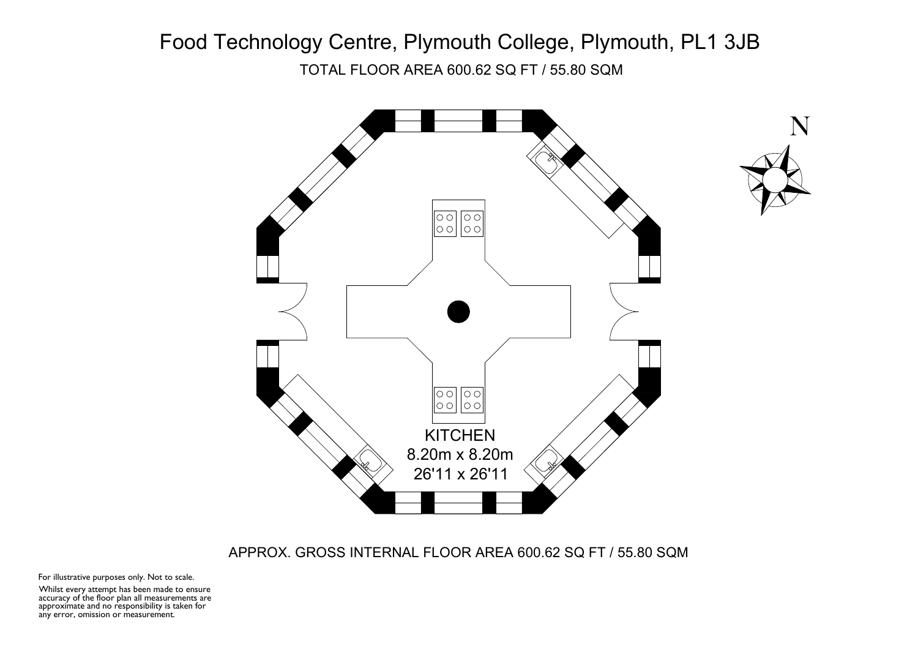# Food Technology Centre, Plymouth College, Plymouth, PL1 3JB

TOTAL FLOOR AREA 600.62 SQ FT / 55.80 SQM

N

KITCHEN
8.20m x 8.20m
26'11 x 26'11

APPROX. GROSS INTERNAL FLOOR AREA 600.62 SQ FT / 55.80 SQM

For illustrative purposes only. Not to scale.

Whilst every attempt has been made to ensure accuracy of the floor plan all measurements are approximate and no responsibility is taken for any error, omission or measurement.